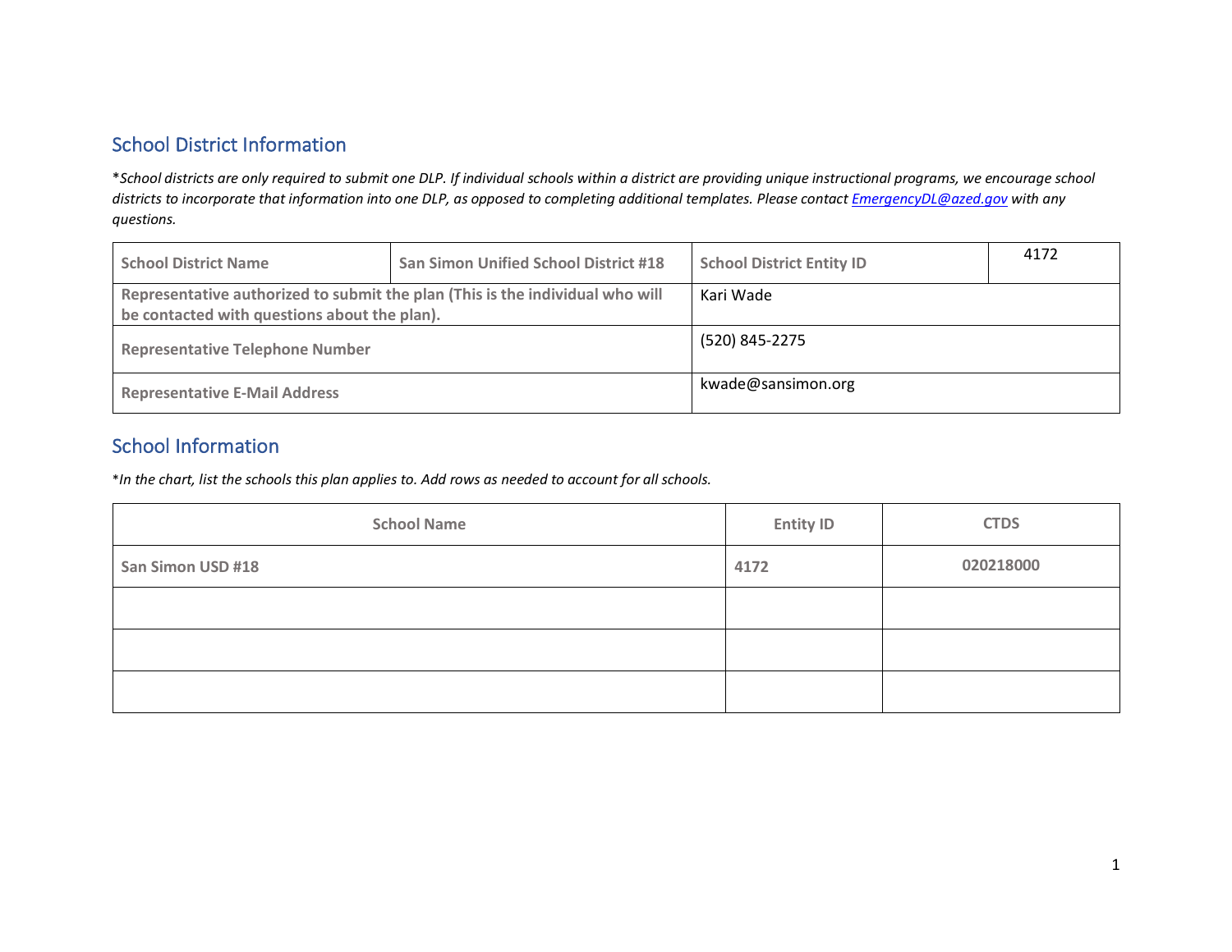## School District Information

*\*School districts are only required to submit one DLP. If individual schools within a district are providing unique instructional programs, we encourage school districts to incorporate that information into one DLP, as opposed to completing additional templates. Please contact [EmergencyDL@azed.gov](mailto:EmergencyDL@azed.gov) with any questions.*

| School District Name | San Simon Unified School District #18 | School District Entity ID | 4172 |
|---|---|---|---|
| Representative authorized to submit the plan (This is the individual who will be contacted with questions about the plan). | | Kari Wade | |
| Representative Telephone Number | | (520) 845-2275 | |
| Representative E-Mail Address | | kwade@sansimon.org | |

## School Information

*\*In the chart, list the schools this plan applies to. Add rows as needed to account for all schools.*

| School Name | Entity ID | CTDS |
|---|---|---|
| San Simon USD #18 | 4172 | 020218000 |
| | | |
| | | |
| | | |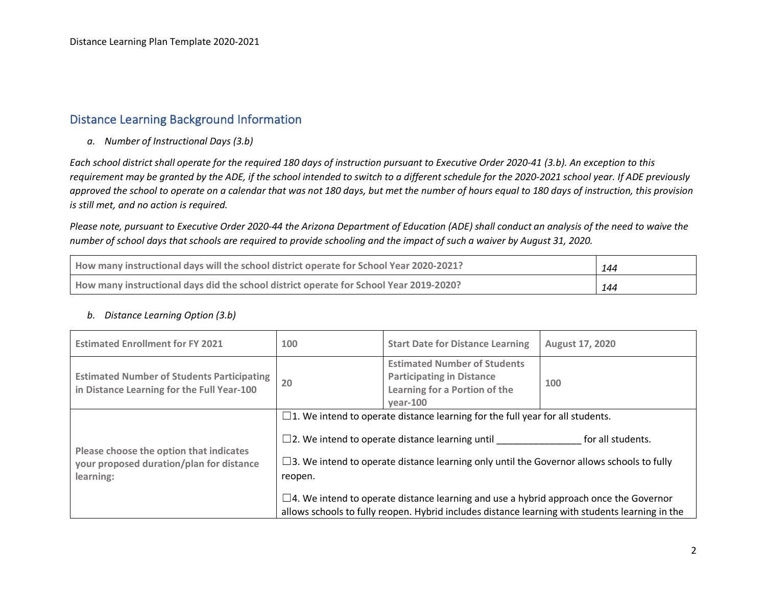## Distance Learning Background Information

*a. Number of Instructional Days (3.b)*

*Each school district shall operate for the required 180 days of instruction pursuant to Executive Order 2020-41 (3.b). An exception to this requirement may be granted by the ADE, if the school intended to switch to a different schedule for the 2020-2021 school year. If ADE previously approved the school to operate on a calendar that was not 180 days, but met the number of hours equal to 180 days of instruction, this provision is still met, and no action is required.*

*Please note, pursuant to Executive Order 2020-44 the Arizona Department of Education (ADE) shall conduct an analysis of the need to waive the number of school days that schools are required to provide schooling and the impact of such a waiver by August 31, 2020.*

| | |
|---|---|
| **How many instructional days will the school district operate for School Year 2020-2021?** | *144* |
| **How many instructional days did the school district operate for School Year 2019-2020?** | *144* |

*b. Distance Learning Option (3.b)*

| | | | |
|---|---|---|---|
| **Estimated Enrollment for FY 2021** | **100** | **Start Date for Distance Learning** | **August 17, 2020** |
| **Estimated Number of Students Participating in Distance Learning for the Full Year-100** | **20** | **Estimated Number of Students Participating in Distance Learning for a Portion of the year-100** | **100** |
| **Please choose the option that indicates your proposed duration/plan for distance learning:** | ☐1. We intend to operate distance learning for the full year for all students.<br><br>☐2. We intend to operate distance learning until ________________ for all students.<br><br>☐3. We intend to operate distance learning only until the Governor allows schools to fully reopen.<br><br>☐4. We intend to operate distance learning and use a hybrid approach once the Governor allows schools to fully reopen. Hybrid includes distance learning with students learning in the | | |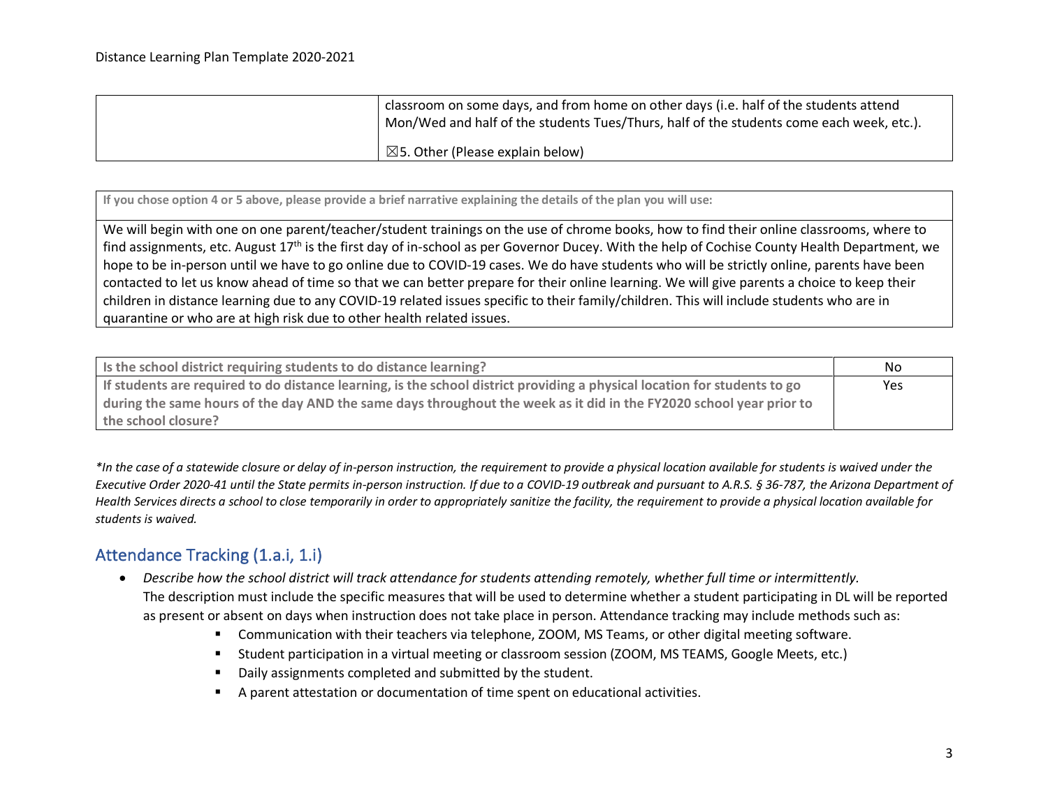| | classroom on some days, and from home on other days (i.e. half of the students attend Mon/Wed and half of the students Tues/Thurs, half of the students come each week, etc.).<br><br>☒5. Other (Please explain below) |
|---|---|

| If you chose option 4 or 5 above, please provide a brief narrative explaining the details of the plan you will use: |
|---|
| We will begin with one on one parent/teacher/student trainings on the use of chrome books, how to find their online classrooms, where to find assignments, etc. August 17th is the first day of in-school as per Governor Ducey. With the help of Cochise County Health Department, we hope to be in-person until we have to go online due to COVID-19 cases. We do have students who will be strictly online, parents have been contacted to let us know ahead of time so that we can better prepare for their online learning. We will give parents a choice to keep their children in distance learning due to any COVID-19 related issues specific to their family/children. This will include students who are in quarantine or who are at high risk due to other health related issues. |

| Question | Answer |
|---|---|
| Is the school district requiring students to do distance learning? | No |
| If students are required to do distance learning, is the school district providing a physical location for students to go during the same hours of the day AND the same days throughout the week as it did in the FY2020 school year prior to the school closure? | Yes |

*\*In the case of a statewide closure or delay of in-person instruction, the requirement to provide a physical location available for students is waived under the Executive Order 2020-41 until the State permits in-person instruction. If due to a COVID-19 outbreak and pursuant to A.R.S. § 36-787, the Arizona Department of Health Services directs a school to close temporarily in order to appropriately sanitize the facility, the requirement to provide a physical location available for students is waived.*

## Attendance Tracking (1.a.i, 1.i)

- *Describe how the school district will track attendance for students attending remotely, whether full time or intermittently.* The description must include the specific measures that will be used to determine whether a student participating in DL will be reported as present or absent on days when instruction does not take place in person. Attendance tracking may include methods such as:
  - Communication with their teachers via telephone, ZOOM, MS Teams, or other digital meeting software.
  - Student participation in a virtual meeting or classroom session (ZOOM, MS TEAMS, Google Meets, etc.)
  - Daily assignments completed and submitted by the student.
  - A parent attestation or documentation of time spent on educational activities.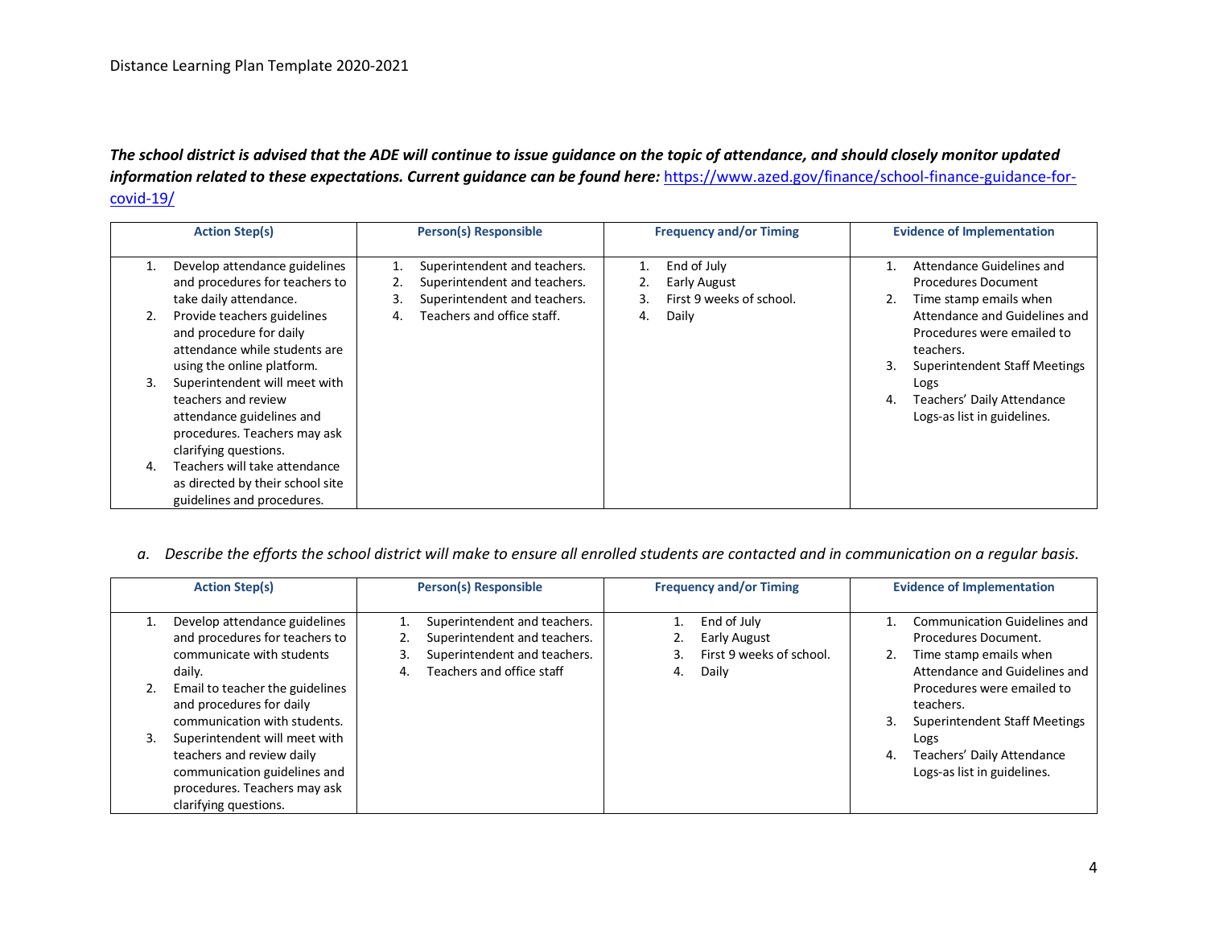*The school district is advised that the ADE will continue to issue guidance on the topic of attendance, and should closely monitor updated information related to these expectations. Current guidance can be found here:* https://www.azed.gov/finance/school-finance-guidance-for-covid-19/

| Action Step(s) | Person(s) Responsible | Frequency and/or Timing | Evidence of Implementation |
|---|---|---|---|
| 1. Develop attendance guidelines and procedures for teachers to take daily attendance.<br>2. Provide teachers guidelines and procedure for daily attendance while students are using the online platform.<br>3. Superintendent will meet with teachers and review attendance guidelines and procedures. Teachers may ask clarifying questions.<br>4. Teachers will take attendance as directed by their school site guidelines and procedures. | 1. Superintendent and teachers.<br>2. Superintendent and teachers.<br>3. Superintendent and teachers.<br>4. Teachers and office staff. | 1. End of July<br>2. Early August<br>3. First 9 weeks of school.<br>4. Daily | 1. Attendance Guidelines and Procedures Document<br>2. Time stamp emails when Attendance and Guidelines and Procedures were emailed to teachers.<br>3. Superintendent Staff Meetings Logs<br>4. Teachers' Daily Attendance Logs-as list in guidelines. |

*a. Describe the efforts the school district will make to ensure all enrolled students are contacted and in communication on a regular basis.*

| Action Step(s) | Person(s) Responsible | Frequency and/or Timing | Evidence of Implementation |
|---|---|---|---|
| 1. Develop attendance guidelines and procedures for teachers to communicate with students daily.<br>2. Email to teacher the guidelines and procedures for daily communication with students.<br>3. Superintendent will meet with teachers and review daily communication guidelines and procedures. Teachers may ask clarifying questions. | 1. Superintendent and teachers.<br>2. Superintendent and teachers.<br>3. Superintendent and teachers.<br>4. Teachers and office staff | 1. End of July<br>2. Early August<br>3. First 9 weeks of school.<br>4. Daily | 1. Communication Guidelines and Procedures Document.<br>2. Time stamp emails when Attendance and Guidelines and Procedures were emailed to teachers.<br>3. Superintendent Staff Meetings Logs<br>4. Teachers' Daily Attendance Logs-as list in guidelines. |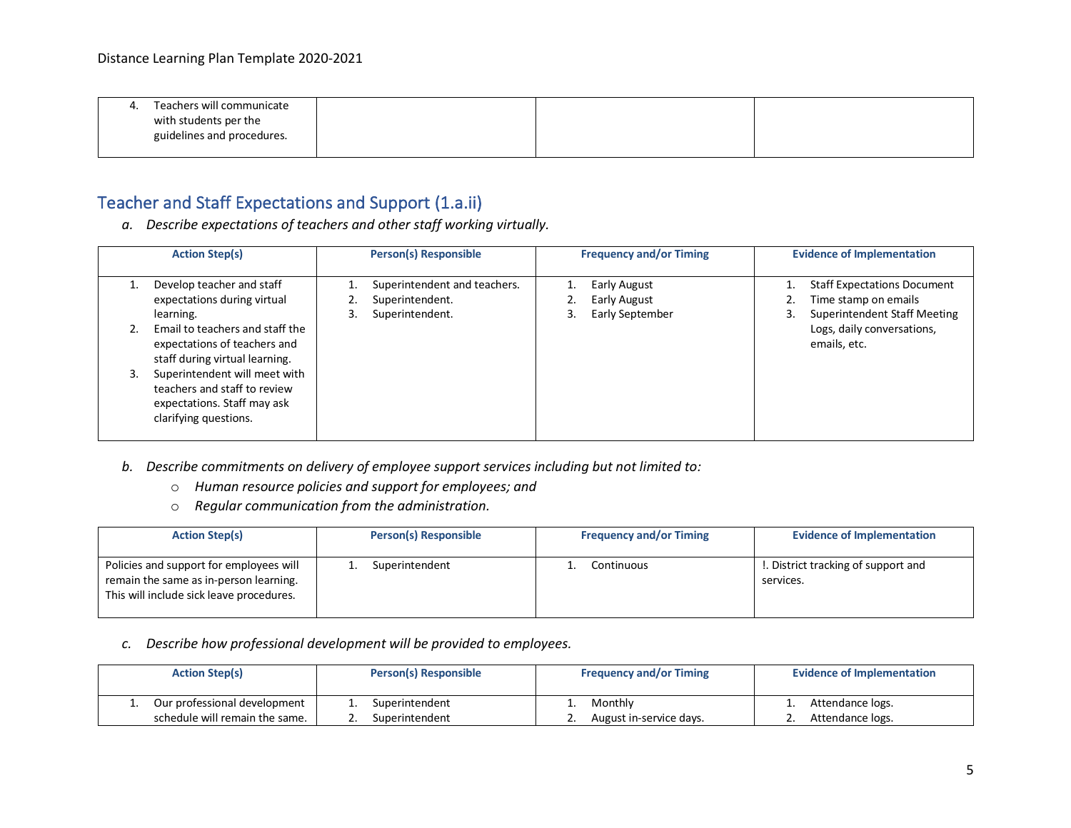| | | | |
|---|---|---|---|
| 4. Teachers will communicate with students per the guidelines and procedures. | | | |

## Teacher and Staff Expectations and Support (1.a.ii)

*a. Describe expectations of teachers and other staff working virtually.*

| Action Step(s) | Person(s) Responsible | Frequency and/or Timing | Evidence of Implementation |
|---|---|---|---|
| 1. Develop teacher and staff expectations during virtual learning.<br>2. Email to teachers and staff the expectations of teachers and staff during virtual learning.<br>3. Superintendent will meet with teachers and staff to review expectations. Staff may ask clarifying questions. | 1. Superintendent and teachers.<br>2. Superintendent.<br>3. Superintendent. | 1. Early August<br>2. Early August<br>3. Early September | 1. Staff Expectations Document<br>2. Time stamp on emails<br>3. Superintendent Staff Meeting Logs, daily conversations, emails, etc. |

*b. Describe commitments on delivery of employee support services including but not limited to:*

- *Human resource policies and support for employees; and*
- *Regular communication from the administration.*

| Action Step(s) | Person(s) Responsible | Frequency and/or Timing | Evidence of Implementation |
|---|---|---|---|
| Policies and support for employees will remain the same as in-person learning. This will include sick leave procedures. | 1. Superintendent | 1. Continuous | !. District tracking of support and services. |

*c. Describe how professional development will be provided to employees.*

| Action Step(s) | Person(s) Responsible | Frequency and/or Timing | Evidence of Implementation |
|---|---|---|---|
| 1. Our professional development schedule will remain the same. | 1. Superintendent<br>2. Superintendent | 1. Monthly<br>2. August in-service days. | 1. Attendance logs.<br>2. Attendance logs. |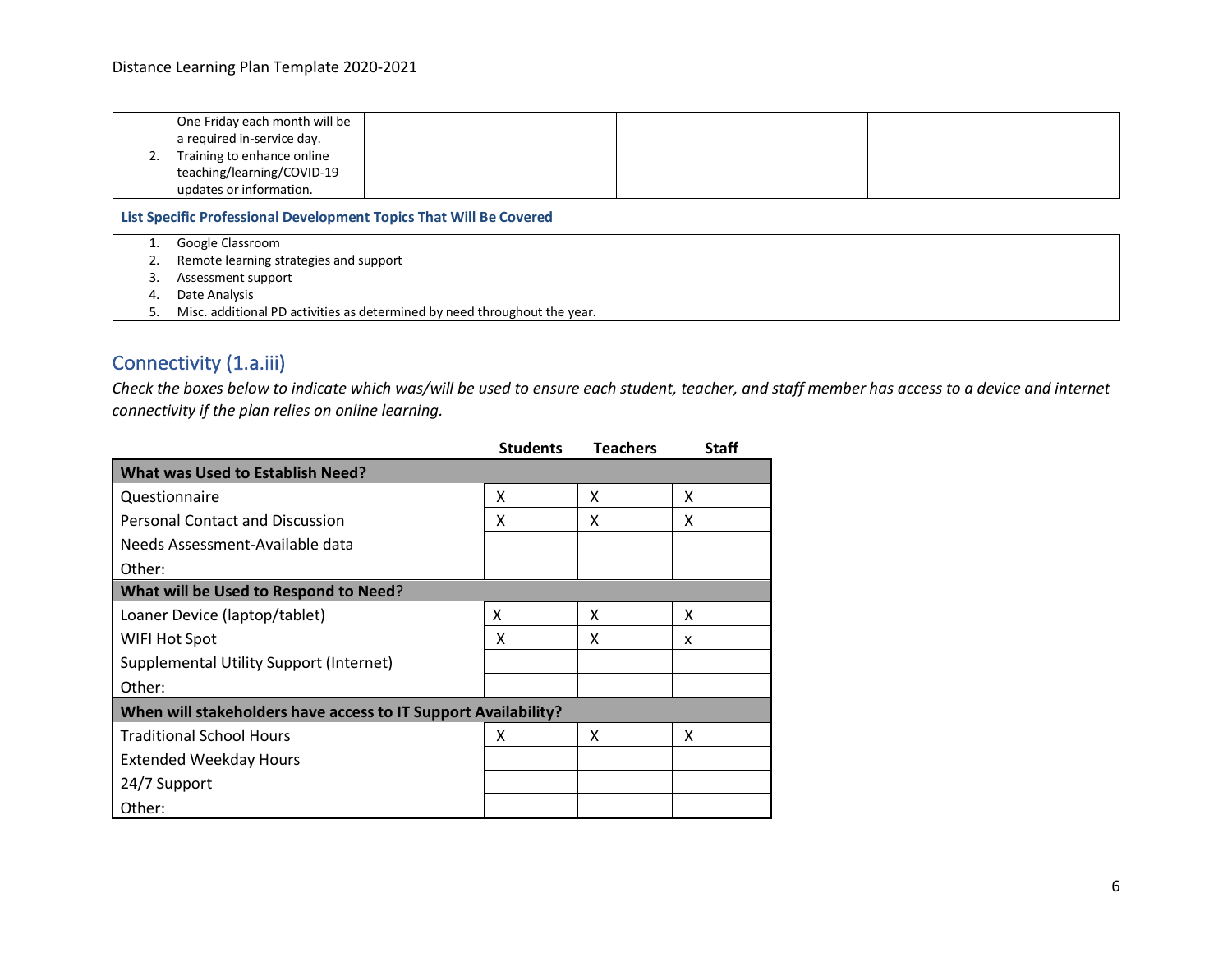| One Friday each month will be a required in-service day.<br>2. Training to enhance online teaching/learning/COVID-19 updates or information. | | | |
|---|---|---|---|

**List Specific Professional Development Topics That Will Be Covered**

1. Google Classroom
2. Remote learning strategies and support
3. Assessment support
4. Date Analysis
5. Misc. additional PD activities as determined by need throughout the year.

## Connectivity (1.a.iii)

*Check the boxes below to indicate which was/will be used to ensure each student, teacher, and staff member has access to a device and internet connectivity if the plan relies on online learning.*

| | Students | Teachers | Staff |
|---|---|---|---|
| **What was Used to Establish Need?** | | | |
| Questionnaire | X | X | X |
| Personal Contact and Discussion | X | X | X |
| Needs Assessment-Available data | | | |
| Other: | | | |
| **What will be Used to Respond to Need?** | | | |
| Loaner Device (laptop/tablet) | X | X | X |
| WIFI Hot Spot | X | X | x |
| Supplemental Utility Support (Internet) | | | |
| Other: | | | |
| **When will stakeholders have access to IT Support Availability?** | | | |
| Traditional School Hours | X | X | X |
| Extended Weekday Hours | | | |
| 24/7 Support | | | |
| Other: | | | |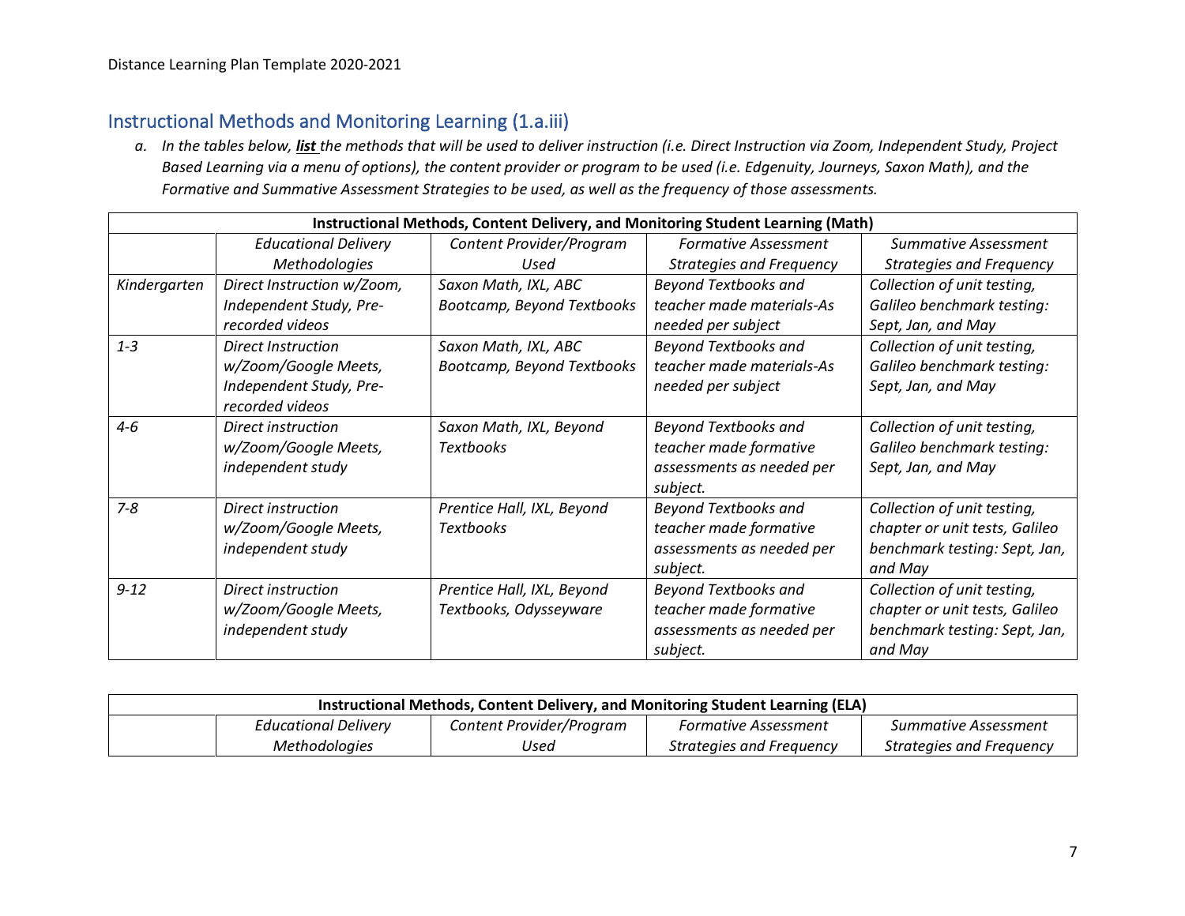## Instructional Methods and Monitoring Learning (1.a.iii)

*a. In the tables below, **list** the methods that will be used to deliver instruction (i.e. Direct Instruction via Zoom, Independent Study, Project Based Learning via a menu of options), the content provider or program to be used (i.e. Edgenuity, Journeys, Saxon Math), and the Formative and Summative Assessment Strategies to be used, as well as the frequency of those assessments.*

| **Instructional Methods, Content Delivery, and Monitoring Student Learning (Math)** | | | | |
|---|---|---|---|---|
| | *Educational Delivery Methodologies* | *Content Provider/Program Used* | *Formative Assessment Strategies and Frequency* | *Summative Assessment Strategies and Frequency* |
| *Kindergarten* | *Direct Instruction w/Zoom, Independent Study, Pre-recorded videos* | *Saxon Math, IXL, ABC Bootcamp, Beyond Textbooks* | *Beyond Textbooks and teacher made materials-As needed per subject* | *Collection of unit testing, Galileo benchmark testing: Sept, Jan, and May* |
| *1-3* | *Direct Instruction w/Zoom/Google Meets, Independent Study, Pre-recorded videos* | *Saxon Math, IXL, ABC Bootcamp, Beyond Textbooks* | *Beyond Textbooks and teacher made materials-As needed per subject* | *Collection of unit testing, Galileo benchmark testing: Sept, Jan, and May* |
| *4-6* | *Direct instruction w/Zoom/Google Meets, independent study* | *Saxon Math, IXL, Beyond Textbooks* | *Beyond Textbooks and teacher made formative assessments as needed per subject.* | *Collection of unit testing, Galileo benchmark testing: Sept, Jan, and May* |
| *7-8* | *Direct instruction w/Zoom/Google Meets, independent study* | *Prentice Hall, IXL, Beyond Textbooks* | *Beyond Textbooks and teacher made formative assessments as needed per subject.* | *Collection of unit testing, chapter or unit tests, Galileo benchmark testing: Sept, Jan, and May* |
| *9-12* | *Direct instruction w/Zoom/Google Meets, independent study* | *Prentice Hall, IXL, Beyond Textbooks, Odysseyware* | *Beyond Textbooks and teacher made formative assessments as needed per subject.* | *Collection of unit testing, chapter or unit tests, Galileo benchmark testing: Sept, Jan, and May* |

| **Instructional Methods, Content Delivery, and Monitoring Student Learning (ELA)** | | | | |
|---|---|---|---|---|
| | *Educational Delivery Methodologies* | *Content Provider/Program Used* | *Formative Assessment Strategies and Frequency* | *Summative Assessment Strategies and Frequency* |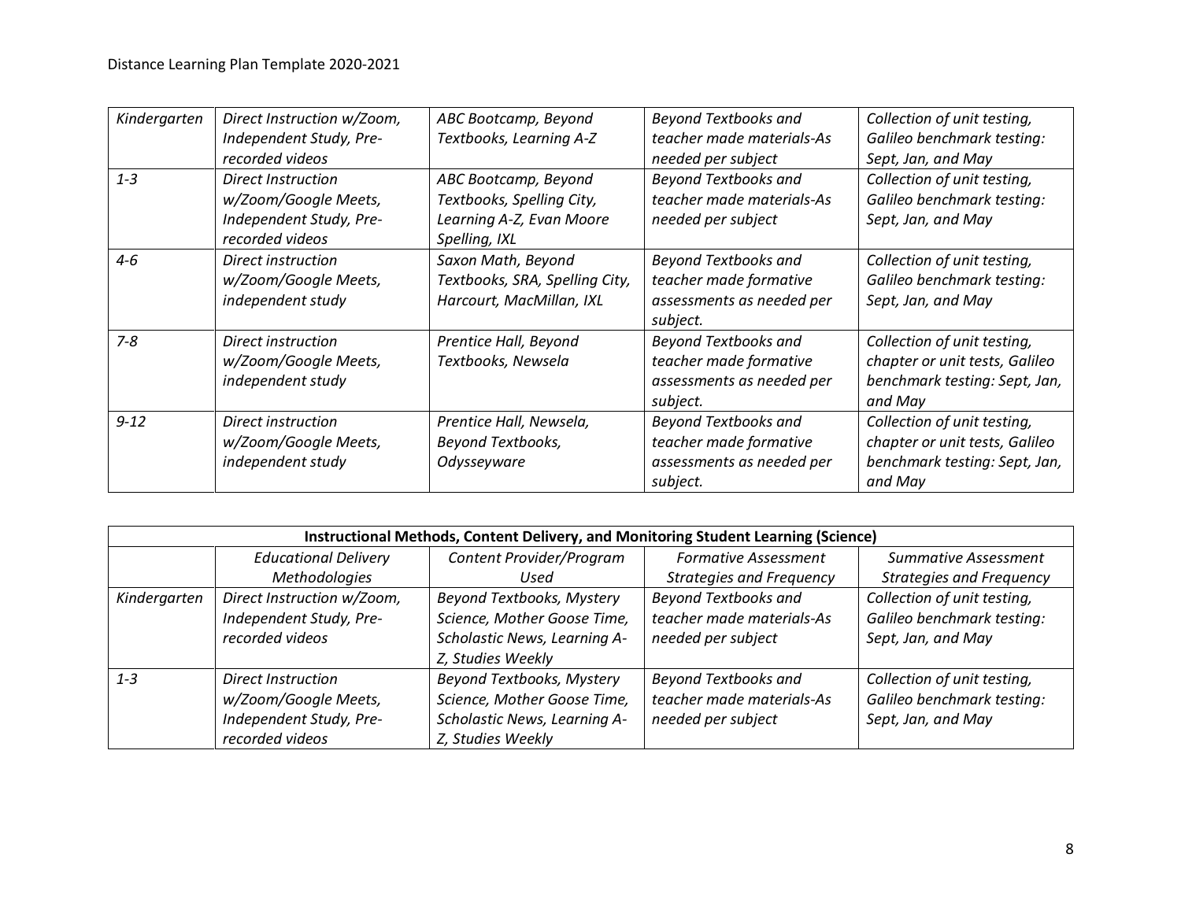| | | | | |
|---|---|---|---|---|
| *Kindergarten* | *Direct Instruction w/Zoom, Independent Study, Pre-recorded videos* | *ABC Bootcamp, Beyond Textbooks, Learning A-Z* | *Beyond Textbooks and teacher made materials-As needed per subject* | *Collection of unit testing, Galileo benchmark testing: Sept, Jan, and May* |
| *1-3* | *Direct Instruction w/Zoom/Google Meets, Independent Study, Pre-recorded videos* | *ABC Bootcamp, Beyond Textbooks, Spelling City, Learning A-Z, Evan Moore Spelling, IXL* | *Beyond Textbooks and teacher made materials-As needed per subject* | *Collection of unit testing, Galileo benchmark testing: Sept, Jan, and May* |
| *4-6* | *Direct instruction w/Zoom/Google Meets, independent study* | *Saxon Math, Beyond Textbooks, SRA, Spelling City, Harcourt, MacMillan, IXL* | *Beyond Textbooks and teacher made formative assessments as needed per subject.* | *Collection of unit testing, Galileo benchmark testing: Sept, Jan, and May* |
| *7-8* | *Direct instruction w/Zoom/Google Meets, independent study* | *Prentice Hall, Beyond Textbooks, Newsela* | *Beyond Textbooks and teacher made formative assessments as needed per subject.* | *Collection of unit testing, chapter or unit tests, Galileo benchmark testing: Sept, Jan, and May* |
| *9-12* | *Direct instruction w/Zoom/Google Meets, independent study* | *Prentice Hall, Newsela, Beyond Textbooks, Odysseyware* | *Beyond Textbooks and teacher made formative assessments as needed per subject.* | *Collection of unit testing, chapter or unit tests, Galileo benchmark testing: Sept, Jan, and May* |

| **Instructional Methods, Content Delivery, and Monitoring Student Learning (Science)** | | | | |
|---|---|---|---|---|
| | *Educational Delivery Methodologies* | *Content Provider/Program Used* | *Formative Assessment Strategies and Frequency* | *Summative Assessment Strategies and Frequency* |
| *Kindergarten* | *Direct Instruction w/Zoom, Independent Study, Pre-recorded videos* | *Beyond Textbooks, Mystery Science, Mother Goose Time, Scholastic News, Learning A-Z, Studies Weekly* | *Beyond Textbooks and teacher made materials-As needed per subject* | *Collection of unit testing, Galileo benchmark testing: Sept, Jan, and May* |
| *1-3* | *Direct Instruction w/Zoom/Google Meets, Independent Study, Pre-recorded videos* | *Beyond Textbooks, Mystery Science, Mother Goose Time, Scholastic News, Learning A-Z, Studies Weekly* | *Beyond Textbooks and teacher made materials-As needed per subject* | *Collection of unit testing, Galileo benchmark testing: Sept, Jan, and May* |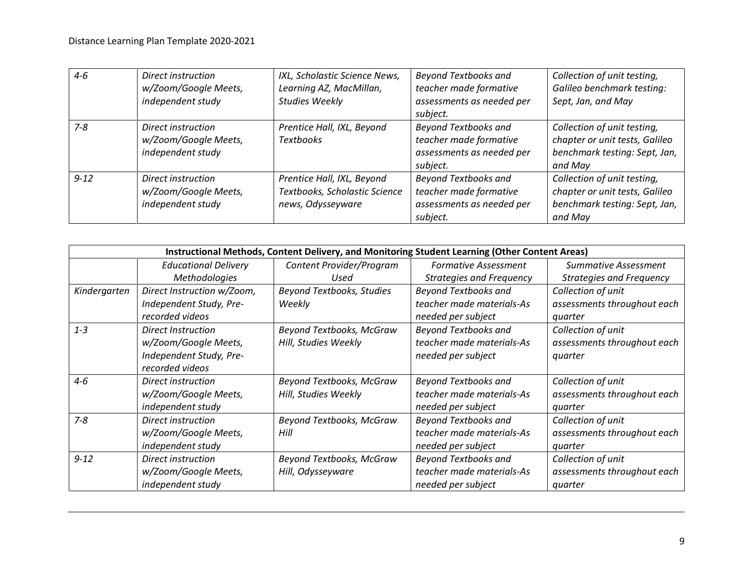| | | | | |
|---|---|---|---|---|
| *4-6* | *Direct instruction w/Zoom/Google Meets, independent study* | *IXL, Scholastic Science News, Learning AZ, MacMillan, Studies Weekly* | *Beyond Textbooks and teacher made formative assessments as needed per subject.* | *Collection of unit testing, Galileo benchmark testing: Sept, Jan, and May* |
| *7-8* | *Direct instruction w/Zoom/Google Meets, independent study* | *Prentice Hall, IXL, Beyond Textbooks* | *Beyond Textbooks and teacher made formative assessments as needed per subject.* | *Collection of unit testing, chapter or unit tests, Galileo benchmark testing: Sept, Jan, and May* |
| *9-12* | *Direct instruction w/Zoom/Google Meets, independent study* | *Prentice Hall, IXL, Beyond Textbooks, Scholastic Science news, Odysseyware* | *Beyond Textbooks and teacher made formative assessments as needed per subject.* | *Collection of unit testing, chapter or unit tests, Galileo benchmark testing: Sept, Jan, and May* |

| **Instructional Methods, Content Delivery, and Monitoring Student Learning (Other Content Areas)** | | | | |
|---|---|---|---|---|
| | *Educational Delivery Methodologies* | *Content Provider/Program Used* | *Formative Assessment Strategies and Frequency* | *Summative Assessment Strategies and Frequency* |
| *Kindergarten* | *Direct Instruction w/Zoom, Independent Study, Pre-recorded videos* | *Beyond Textbooks, Studies Weekly* | *Beyond Textbooks and teacher made materials-As needed per subject* | *Collection of unit assessments throughout each quarter* |
| *1-3* | *Direct Instruction w/Zoom/Google Meets, Independent Study, Pre-recorded videos* | *Beyond Textbooks, McGraw Hill, Studies Weekly* | *Beyond Textbooks and teacher made materials-As needed per subject* | *Collection of unit assessments throughout each quarter* |
| *4-6* | *Direct instruction w/Zoom/Google Meets, independent study* | *Beyond Textbooks, McGraw Hill, Studies Weekly* | *Beyond Textbooks and teacher made materials-As needed per subject* | *Collection of unit assessments throughout each quarter* |
| *7-8* | *Direct instruction w/Zoom/Google Meets, independent study* | *Beyond Textbooks, McGraw Hill* | *Beyond Textbooks and teacher made materials-As needed per subject* | *Collection of unit assessments throughout each quarter* |
| *9-12* | *Direct instruction w/Zoom/Google Meets, independent study* | *Beyond Textbooks, McGraw Hill, Odysseyware* | *Beyond Textbooks and teacher made materials-As needed per subject* | *Collection of unit assessments throughout each quarter* |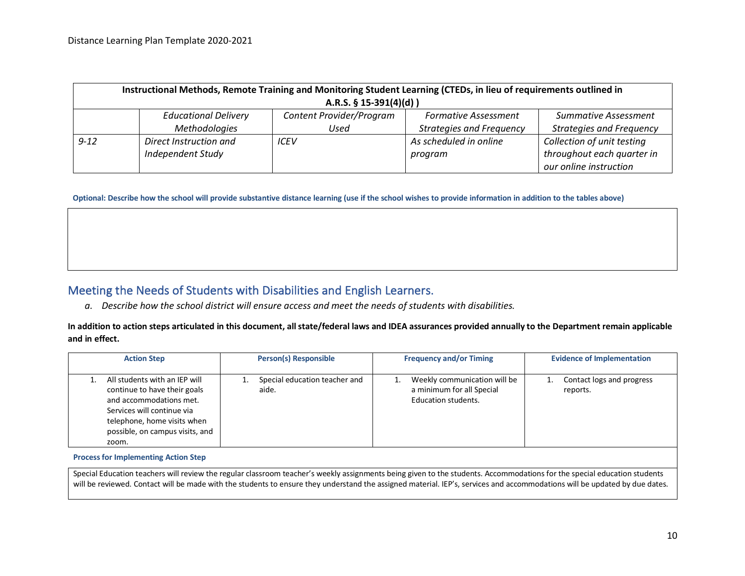| Instructional Methods, Remote Training and Monitoring Student Learning (CTEDs, in lieu of requirements outlined in A.R.S. § 15-391(4)(d) ) | | | | |
|---|---|---|---|---|
| | *Educational Delivery Methodologies* | *Content Provider/Program Used* | *Formative Assessment Strategies and Frequency* | *Summative Assessment Strategies and Frequency* |
| *9-12* | *Direct Instruction and Independent Study* | *ICEV* | *As scheduled in online program* | *Collection of unit testing throughout each quarter in our online instruction* |

**Optional: Describe how the school will provide substantive distance learning (use if the school wishes to provide information in addition to the tables above)**

## Meeting the Needs of Students with Disabilities and English Learners.

*a. Describe how the school district will ensure access and meet the needs of students with disabilities.*

**In addition to action steps articulated in this document, all state/federal laws and IDEA assurances provided annually to the Department remain applicable and in effect.**

| Action Step | Person(s) Responsible | Frequency and/or Timing | Evidence of Implementation |
|---|---|---|---|
| 1. All students with an IEP will continue to have their goals and accommodations met. Services will continue via telephone, home visits when possible, on campus visits, and zoom. | 1. Special education teacher and aide. | 1. Weekly communication will be a minimum for all Special Education students. | 1. Contact logs and progress reports. |

**Process for Implementing Action Step**

Special Education teachers will review the regular classroom teacher's weekly assignments being given to the students. Accommodations for the special education students will be reviewed. Contact will be made with the students to ensure they understand the assigned material. IEP's, services and accommodations will be updated by due dates.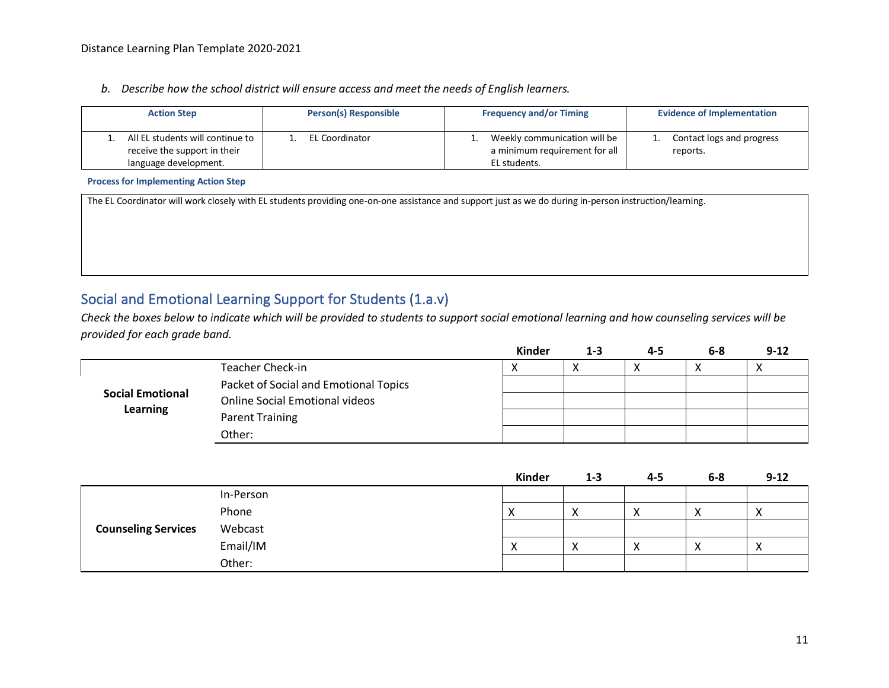*b. Describe how the school district will ensure access and meet the needs of English learners.*

| Action Step | Person(s) Responsible | Frequency and/or Timing | Evidence of Implementation |
|---|---|---|---|
| 1. All EL students will continue to receive the support in their language development. | 1. EL Coordinator | 1. Weekly communication will be a minimum requirement for all EL students. | 1. Contact logs and progress reports. |

**Process for Implementing Action Step**

The EL Coordinator will work closely with EL students providing one-on-one assistance and support just as we do during in-person instruction/learning.

## Social and Emotional Learning Support for Students (1.a.v)

*Check the boxes below to indicate which will be provided to students to support social emotional learning and how counseling services will be provided for each grade band.*

| | | Kinder | 1-3 | 4-5 | 6-8 | 9-12 |
|---|---|---|---|---|---|---|
| **Social Emotional Learning** | Teacher Check-in | X | X | X | X | X |
| | Packet of Social and Emotional Topics | | | | | |
| | Online Social Emotional videos | | | | | |
| | Parent Training | | | | | |
| | Other: | | | | | |

| | | Kinder | 1-3 | 4-5 | 6-8 | 9-12 |
|---|---|---|---|---|---|---|
| **Counseling Services** | In-Person | | | | | |
| | Phone | X | X | X | X | X |
| | Webcast | | | | | |
| | Email/IM | X | X | X | X | X |
| | Other: | | | | | |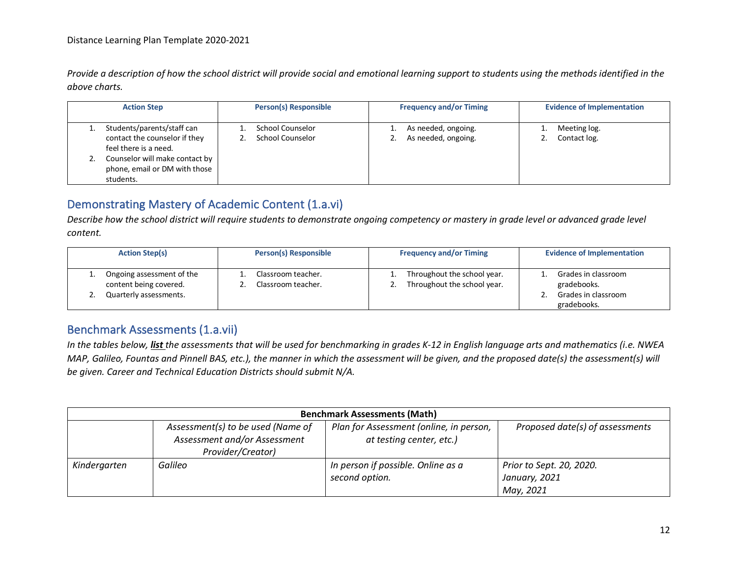*Provide a description of how the school district will provide social and emotional learning support to students using the methods identified in the above charts.*

| Action Step | Person(s) Responsible | Frequency and/or Timing | Evidence of Implementation |
|---|---|---|---|
| 1. Students/parents/staff can contact the counselor if they feel there is a need.<br>2. Counselor will make contact by phone, email or DM with those students. | 1. School Counselor<br>2. School Counselor | 1. As needed, ongoing.<br>2. As needed, ongoing. | 1. Meeting log.<br>2. Contact log. |

## Demonstrating Mastery of Academic Content (1.a.vi)

*Describe how the school district will require students to demonstrate ongoing competency or mastery in grade level or advanced grade level content.*

| Action Step(s) | Person(s) Responsible | Frequency and/or Timing | Evidence of Implementation |
|---|---|---|---|
| 1. Ongoing assessment of the content being covered.<br>2. Quarterly assessments. | 1. Classroom teacher.<br>2. Classroom teacher. | 1. Throughout the school year.<br>2. Throughout the school year. | 1. Grades in classroom gradebooks.<br>2. Grades in classroom gradebooks. |

## Benchmark Assessments (1.a.vii)

*In the tables below, **list** the assessments that will be used for benchmarking in grades K-12 in English language arts and mathematics (i.e. NWEA MAP, Galileo, Fountas and Pinnell BAS, etc.), the manner in which the assessment will be given, and the proposed date(s) the assessment(s) will be given. Career and Technical Education Districts should submit N/A.*

| **Benchmark Assessments (Math)** | | | |
|---|---|---|---|
| | *Assessment(s) to be used (Name of Assessment and/or Assessment Provider/Creator)* | *Plan for Assessment (online, in person, at testing center, etc.)* | *Proposed date(s) of assessments* |
| *Kindergarten* | *Galileo* | *In person if possible. Online as a second option.* | *Prior to Sept. 20, 2020.*<br>*January, 2021*<br>*May, 2021* |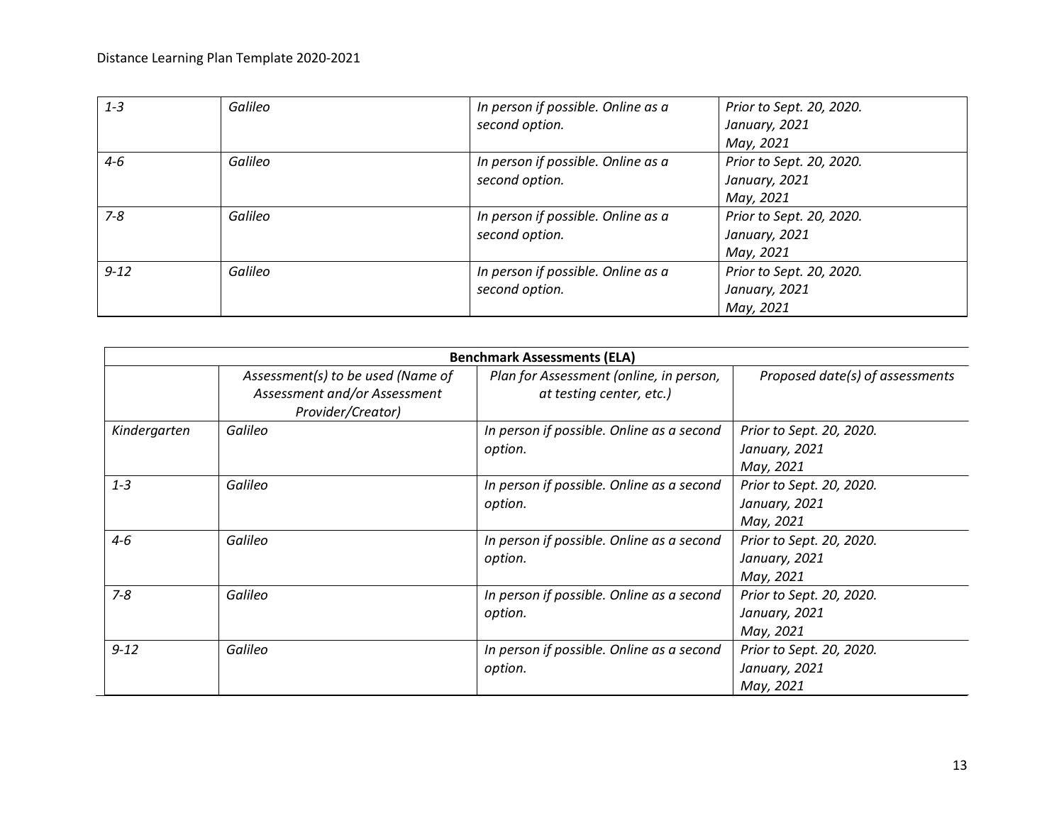| | | | |
|---|---|---|---|
| *1-3* | *Galileo* | *In person if possible. Online as a second option.* | *Prior to Sept. 20, 2020.*<br>*January, 2021*<br>*May, 2021* |
| *4-6* | *Galileo* | *In person if possible. Online as a second option.* | *Prior to Sept. 20, 2020.*<br>*January, 2021*<br>*May, 2021* |
| *7-8* | *Galileo* | *In person if possible. Online as a second option.* | *Prior to Sept. 20, 2020.*<br>*January, 2021*<br>*May, 2021* |
| *9-12* | *Galileo* | *In person if possible. Online as a second option.* | *Prior to Sept. 20, 2020.*<br>*January, 2021*<br>*May, 2021* |

| **Benchmark Assessments (ELA)** | | | |
|---|---|---|---|
| | *Assessment(s) to be used (Name of Assessment and/or Assessment Provider/Creator)* | *Plan for Assessment (online, in person, at testing center, etc.)* | *Proposed date(s) of assessments* |
| *Kindergarten* | *Galileo* | *In person if possible. Online as a second option.* | *Prior to Sept. 20, 2020.*<br>*January, 2021*<br>*May, 2021* |
| *1-3* | *Galileo* | *In person if possible. Online as a second option.* | *Prior to Sept. 20, 2020.*<br>*January, 2021*<br>*May, 2021* |
| *4-6* | *Galileo* | *In person if possible. Online as a second option.* | *Prior to Sept. 20, 2020.*<br>*January, 2021*<br>*May, 2021* |
| *7-8* | *Galileo* | *In person if possible. Online as a second option.* | *Prior to Sept. 20, 2020.*<br>*January, 2021*<br>*May, 2021* |
| *9-12* | *Galileo* | *In person if possible. Online as a second option.* | *Prior to Sept. 20, 2020.*<br>*January, 2021*<br>*May, 2021* |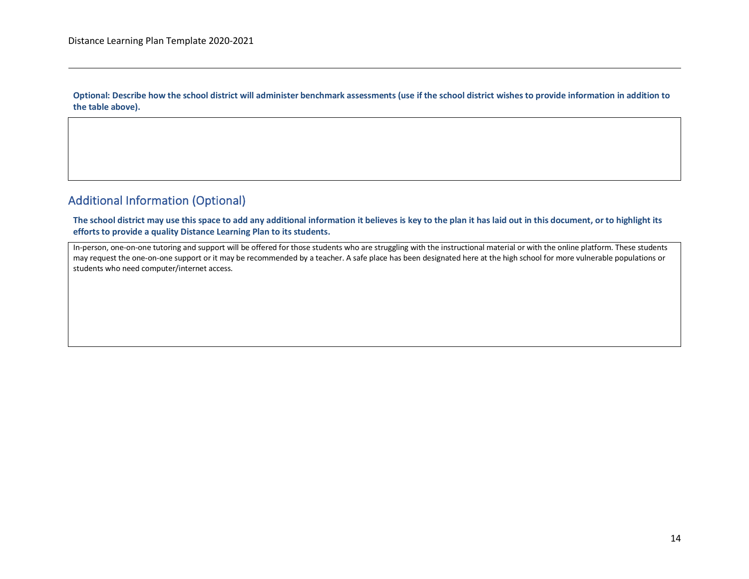**Optional: Describe how the school district will administer benchmark assessments (use if the school district wishes to provide information in addition to the table above).**

| |
|---|
| |

## Additional Information (Optional)

**The school district may use this space to add any additional information it believes is key to the plan it has laid out in this document, or to highlight its efforts to provide a quality Distance Learning Plan to its students.**

| |
|---|
| In-person, one-on-one tutoring and support will be offered for those students who are struggling with the instructional material or with the online platform. These students may request the one-on-one support or it may be recommended by a teacher. A safe place has been designated here at the high school for more vulnerable populations or students who need computer/internet access. |